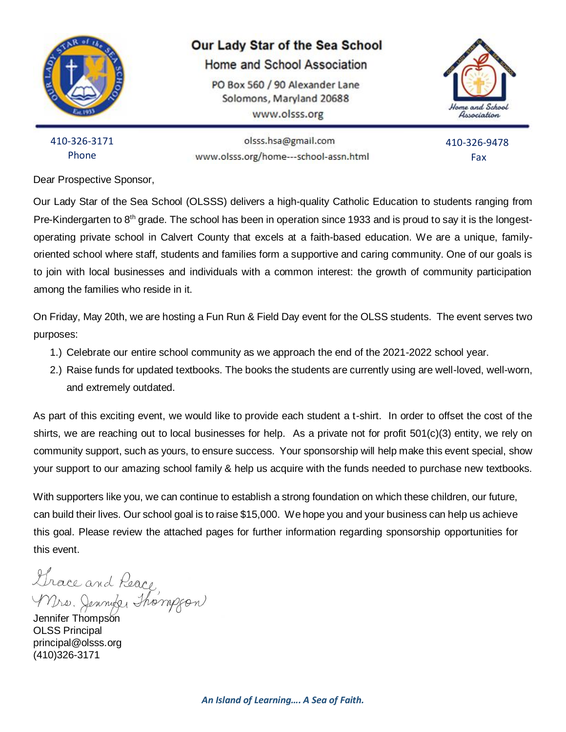# Our Lady Star of the Sea School

## Home and School Association

PO Box 560 / 90 Alexander Lane
Solomons, Maryland 20688
www.olsss.org

410-326-3171
Phone

olsss.hsa@gmail.com
www.olsss.org/home---school-assn.html

410-326-9478
Fax

Dear Prospective Sponsor,

Our Lady Star of the Sea School (OLSSS) delivers a high-quality Catholic Education to students ranging from Pre-Kindergarten to 8th grade. The school has been in operation since 1933 and is proud to say it is the longest-operating private school in Calvert County that excels at a faith-based education. We are a unique, family-oriented school where staff, students and families form a supportive and caring community. One of our goals is to join with local businesses and individuals with a common interest: the growth of community participation among the families who reside in it.

On Friday, May 20th, we are hosting a Fun Run & Field Day event for the OLSS students. The event serves two purposes:

1.) Celebrate our entire school community as we approach the end of the 2021-2022 school year.
2.) Raise funds for updated textbooks. The books the students are currently using are well-loved, well-worn, and extremely outdated.

As part of this exciting event, we would like to provide each student a t-shirt. In order to offset the cost of the shirts, we are reaching out to local businesses for help. As a private not for profit 501(c)(3) entity, we rely on community support, such as yours, to ensure success. Your sponsorship will help make this event special, show your support to our amazing school family & help us acquire with the funds needed to purchase new textbooks.

With supporters like you, we can continue to establish a strong foundation on which these children, our future, can build their lives. Our school goal is to raise $15,000. We hope you and your business can help us achieve this goal. Please review the attached pages for further information regarding sponsorship opportunities for this event.

*Grace and Peace,*
*Mrs. Jennifer Thompson*

Jennifer Thompson
OLSS Principal
principal@olsss.org
(410)326-3171

***An Island of Learning…. A Sea of Faith.***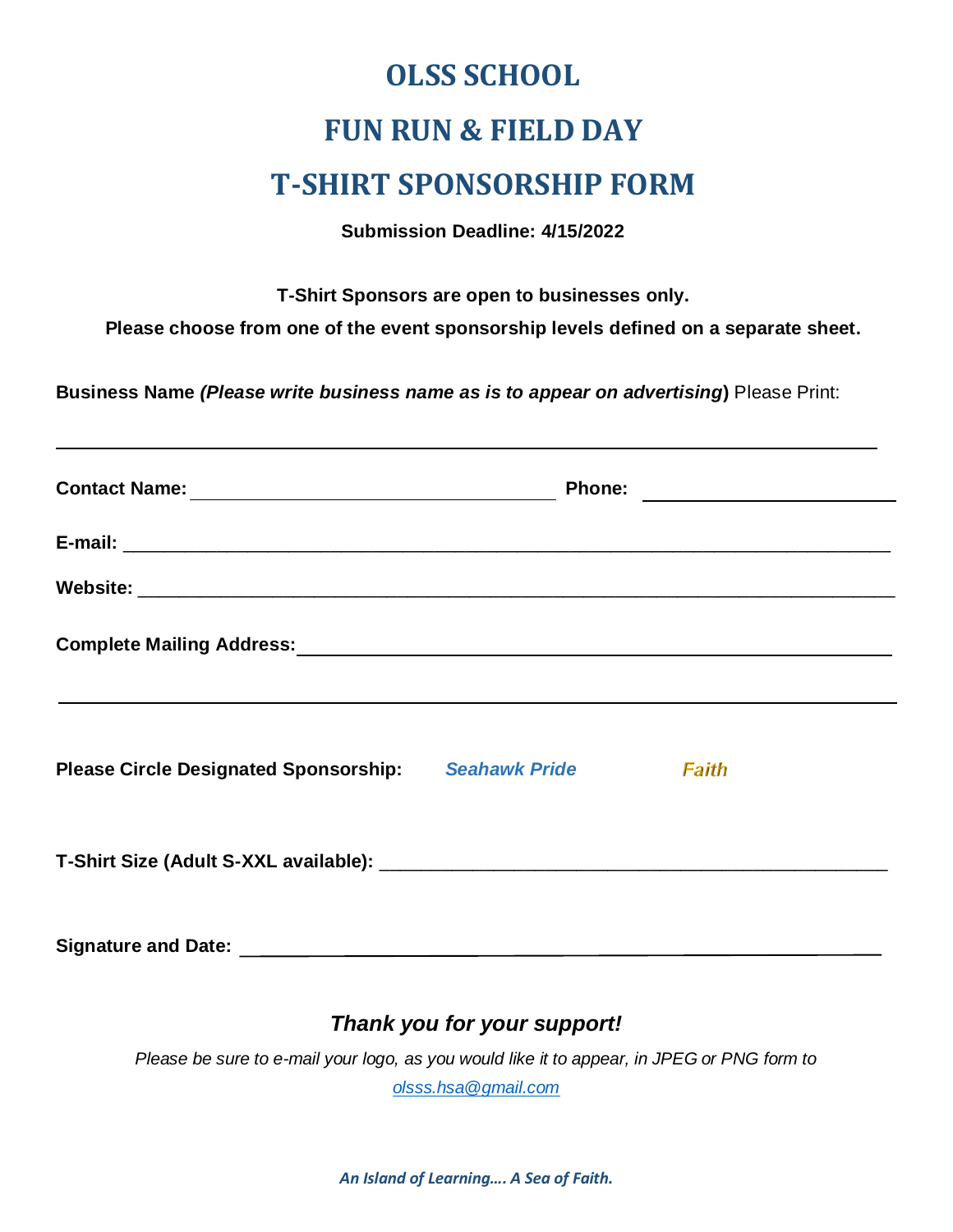# OLSS SCHOOL

# FUN RUN & FIELD DAY

# T-SHIRT SPONSORSHIP FORM

**Submission Deadline: 4/15/2022**

**T-Shirt Sponsors are open to businesses only.**

**Please choose from one of the event sponsorship levels defined on a separate sheet.**

**Business Name *(Please write business name as is to appear on advertising*)** Please Print:

______________________________________________________________________

**Contact Name:** ______________________________ **Phone:** ____________________

**E-mail:** ______________________________________________________________

**Website:** ______________________________________________________________

**Complete Mailing Address:** ______________________________________________

______________________________________________________________________

**Please Circle Designated Sponsorship:** ***Seahawk Pride*** ***Faith***

**T-Shirt Size (Adult S-XXL available):** ____________________________________

**Signature and Date:** ____________________________________________________

***Thank you for your support!***

*Please be sure to e-mail your logo, as you would like it to appear, in JPEG or PNG form to [olsss.hsa@gmail.com](mailto:olsss.hsa@gmail.com)*

***An Island of Learning…. A Sea of Faith.***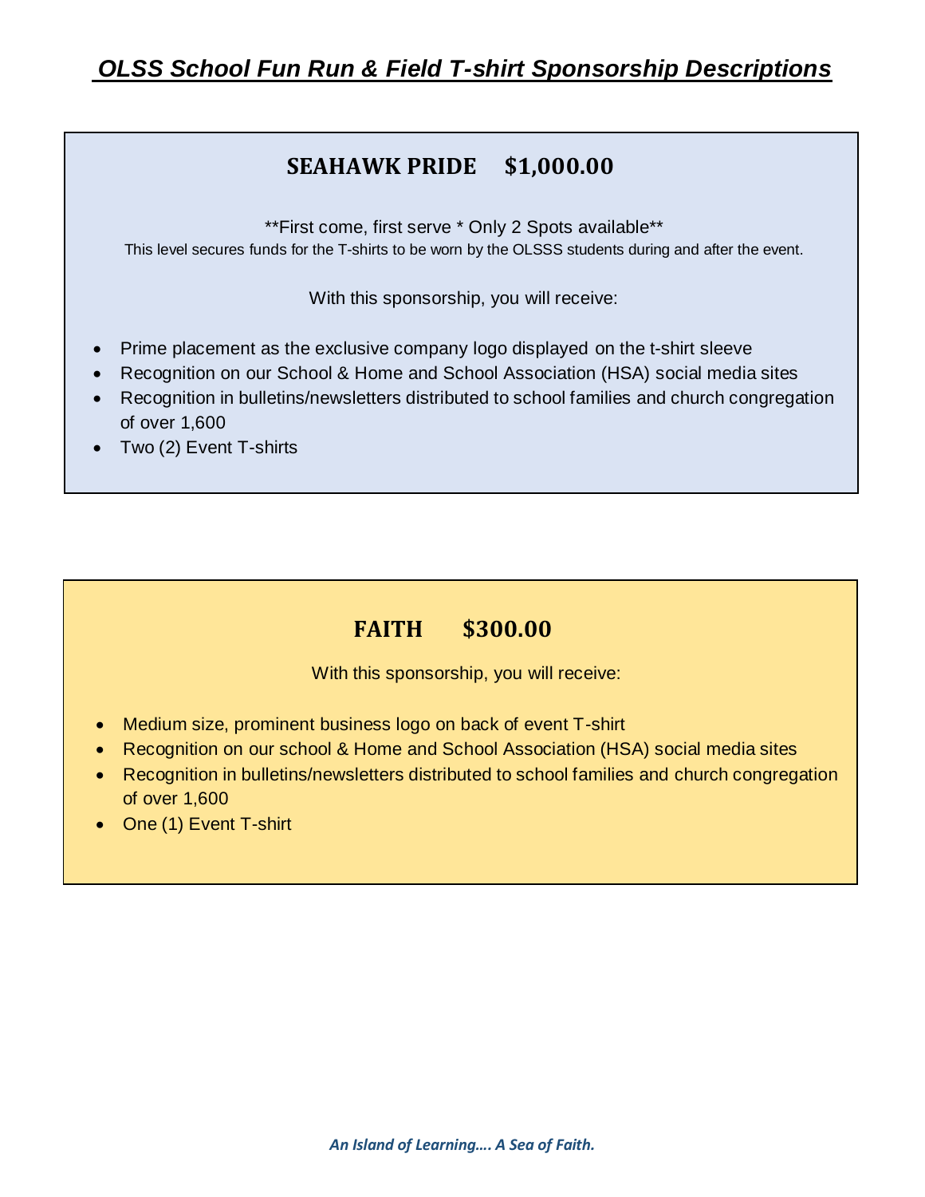# *OLSS School Fun Run & Field T-shirt Sponsorship Descriptions*

## SEAHAWK PRIDE $1,000.00

**First come, first serve * Only 2 Spots available**

This level secures funds for the T-shirts to be worn by the OLSSS students during and after the event.

With this sponsorship, you will receive:

- Prime placement as the exclusive company logo displayed on the t-shirt sleeve
- Recognition on our School & Home and School Association (HSA) social media sites
- Recognition in bulletins/newsletters distributed to school families and church congregation of over 1,600
- Two (2) Event T-shirts

## FAITH $300.00

With this sponsorship, you will receive:

- Medium size, prominent business logo on back of event T-shirt
- Recognition on our school & Home and School Association (HSA) social media sites
- Recognition in bulletins/newsletters distributed to school families and church congregation of over 1,600
- One (1) Event T-shirt

*An Island of Learning…. A Sea of Faith.*